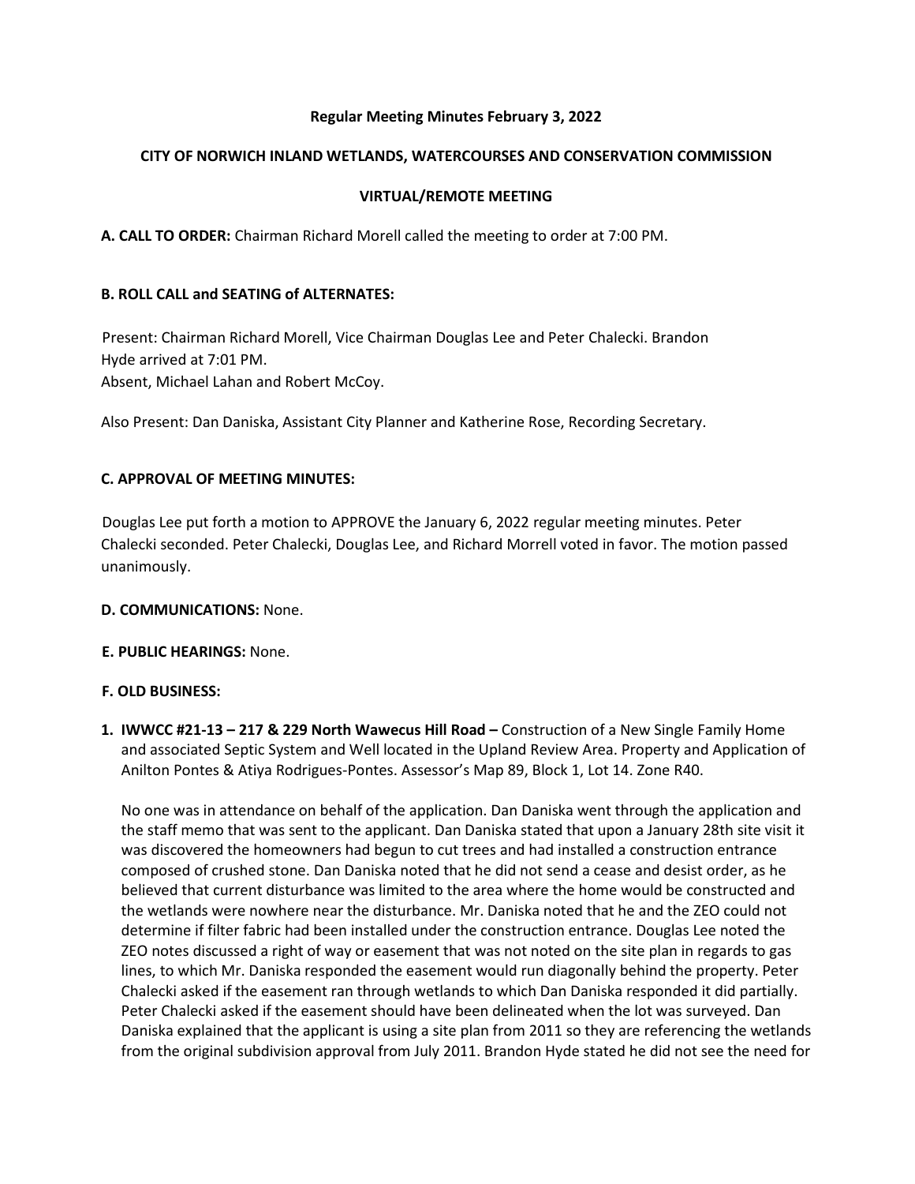**Regular Meeting Minutes February 3, 2022**

**CITY OF NORWICH INLAND WETLANDS, WATERCOURSES AND CONSERVATION COMMISSION**

**VIRTUAL/REMOTE MEETING**

**A. CALL TO ORDER:** Chairman Richard Morell called the meeting to order at 7:00 PM.

**B. ROLL CALL and SEATING of ALTERNATES:**

Present: Chairman Richard Morell, Vice Chairman Douglas Lee and Peter Chalecki. Brandon Hyde arrived at 7:01 PM.
Absent, Michael Lahan and Robert McCoy.

Also Present: Dan Daniska, Assistant City Planner and Katherine Rose, Recording Secretary.

**C. APPROVAL OF MEETING MINUTES:**

Douglas Lee put forth a motion to APPROVE the January 6, 2022 regular meeting minutes. Peter Chalecki seconded. Peter Chalecki, Douglas Lee, and Richard Morrell voted in favor. The motion passed unanimously.

**D. COMMUNICATIONS:** None.

**E. PUBLIC HEARINGS:** None.

**F. OLD BUSINESS:**

1. **IWWCC #21-13 – 217 & 229 North Wawecus Hill Road –** Construction of a New Single Family Home and associated Septic System and Well located in the Upland Review Area. Property and Application of Anilton Pontes & Atiya Rodrigues-Pontes. Assessor's Map 89, Block 1, Lot 14. Zone R40.

   No one was in attendance on behalf of the application. Dan Daniska went through the application and the staff memo that was sent to the applicant. Dan Daniska stated that upon a January 28th site visit it was discovered the homeowners had begun to cut trees and had installed a construction entrance composed of crushed stone. Dan Daniska noted that he did not send a cease and desist order, as he believed that current disturbance was limited to the area where the home would be constructed and the wetlands were nowhere near the disturbance. Mr. Daniska noted that he and the ZEO could not determine if filter fabric had been installed under the construction entrance. Douglas Lee noted the ZEO notes discussed a right of way or easement that was not noted on the site plan in regards to gas lines, to which Mr. Daniska responded the easement would run diagonally behind the property. Peter Chalecki asked if the easement ran through wetlands to which Dan Daniska responded it did partially. Peter Chalecki asked if the easement should have been delineated when the lot was surveyed. Dan Daniska explained that the applicant is using a site plan from 2011 so they are referencing the wetlands from the original subdivision approval from July 2011. Brandon Hyde stated he did not see the need for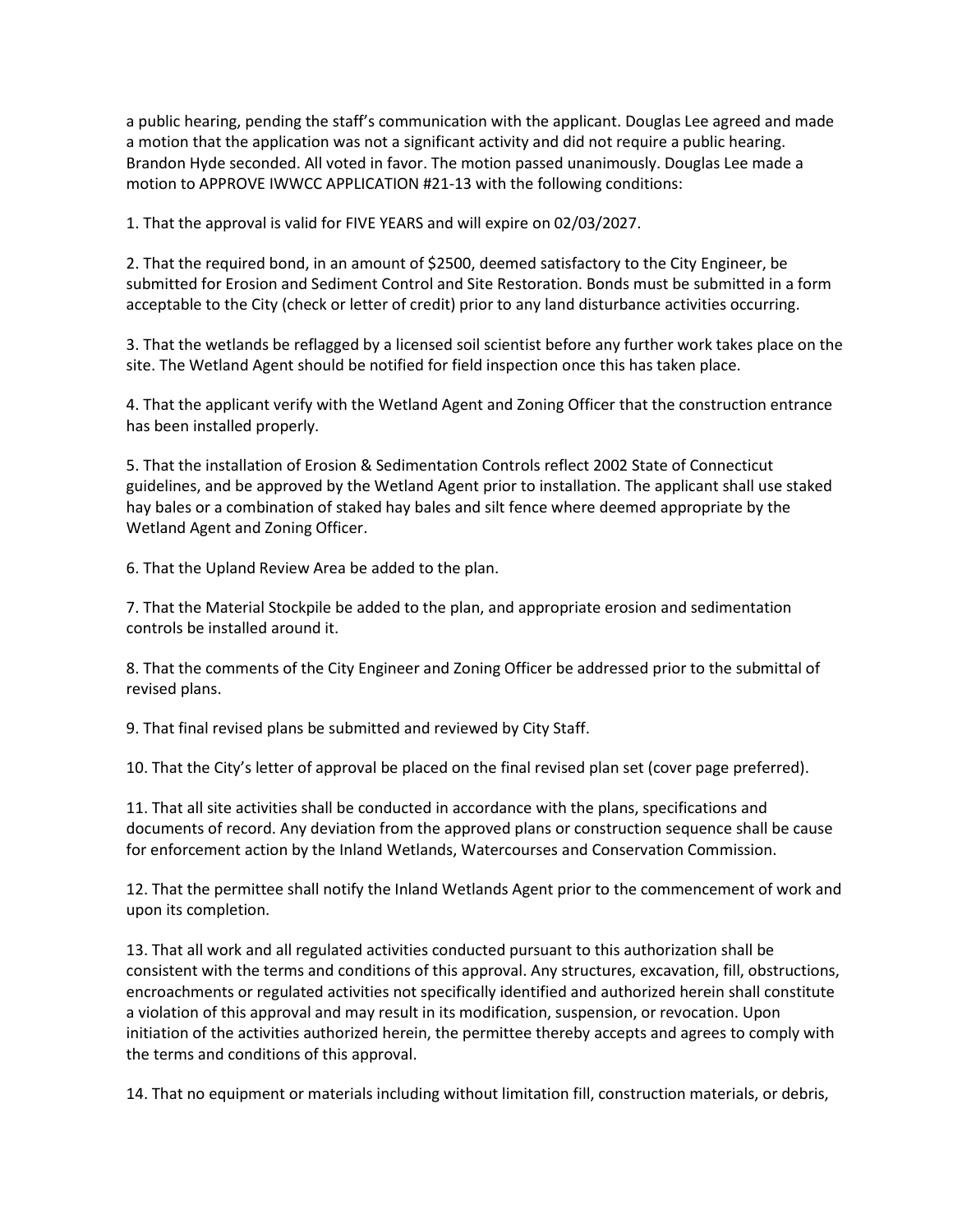a public hearing, pending the staff's communication with the applicant. Douglas Lee agreed and made a motion that the application was not a significant activity and did not require a public hearing. Brandon Hyde seconded. All voted in favor. The motion passed unanimously. Douglas Lee made a motion to APPROVE IWWCC APPLICATION #21-13 with the following conditions:

1. That the approval is valid for FIVE YEARS and will expire on 02/03/2027.

2. That the required bond, in an amount of $2500, deemed satisfactory to the City Engineer, be submitted for Erosion and Sediment Control and Site Restoration. Bonds must be submitted in a form acceptable to the City (check or letter of credit) prior to any land disturbance activities occurring.

3. That the wetlands be reflagged by a licensed soil scientist before any further work takes place on the site. The Wetland Agent should be notified for field inspection once this has taken place.

4. That the applicant verify with the Wetland Agent and Zoning Officer that the construction entrance has been installed properly.

5. That the installation of Erosion & Sedimentation Controls reflect 2002 State of Connecticut guidelines, and be approved by the Wetland Agent prior to installation. The applicant shall use staked hay bales or a combination of staked hay bales and silt fence where deemed appropriate by the Wetland Agent and Zoning Officer.

6. That the Upland Review Area be added to the plan.

7. That the Material Stockpile be added to the plan, and appropriate erosion and sedimentation controls be installed around it.

8. That the comments of the City Engineer and Zoning Officer be addressed prior to the submittal of revised plans.

9. That final revised plans be submitted and reviewed by City Staff.

10. That the City's letter of approval be placed on the final revised plan set (cover page preferred).

11. That all site activities shall be conducted in accordance with the plans, specifications and documents of record. Any deviation from the approved plans or construction sequence shall be cause for enforcement action by the Inland Wetlands, Watercourses and Conservation Commission.

12. That the permittee shall notify the Inland Wetlands Agent prior to the commencement of work and upon its completion.

13. That all work and all regulated activities conducted pursuant to this authorization shall be consistent with the terms and conditions of this approval. Any structures, excavation, fill, obstructions, encroachments or regulated activities not specifically identified and authorized herein shall constitute a violation of this approval and may result in its modification, suspension, or revocation. Upon initiation of the activities authorized herein, the permittee thereby accepts and agrees to comply with the terms and conditions of this approval.

14. That no equipment or materials including without limitation fill, construction materials, or debris,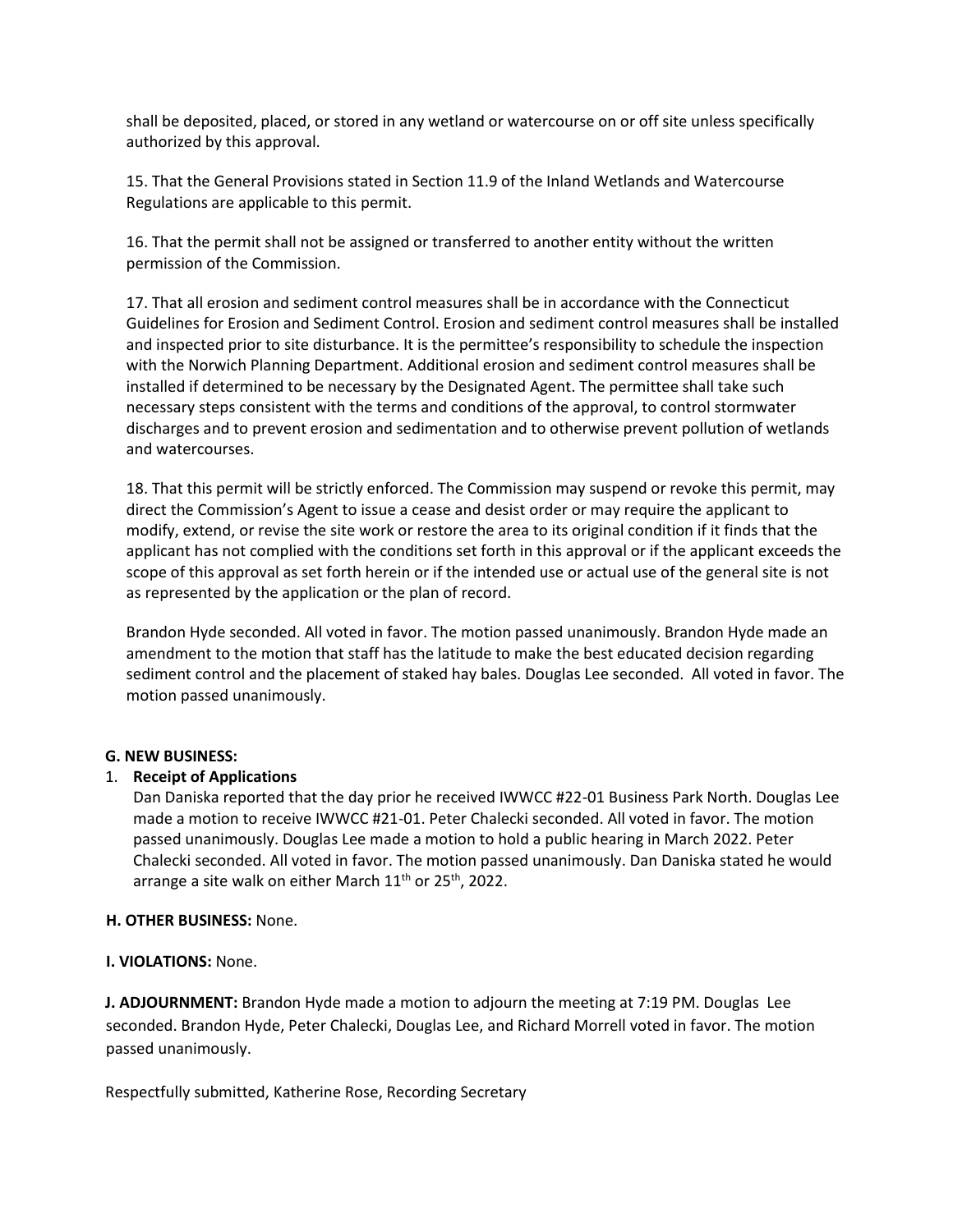shall be deposited, placed, or stored in any wetland or watercourse on or off site unless specifically authorized by this approval.

15. That the General Provisions stated in Section 11.9 of the Inland Wetlands and Watercourse Regulations are applicable to this permit.

16. That the permit shall not be assigned or transferred to another entity without the written permission of the Commission.

17. That all erosion and sediment control measures shall be in accordance with the Connecticut Guidelines for Erosion and Sediment Control. Erosion and sediment control measures shall be installed and inspected prior to site disturbance. It is the permittee's responsibility to schedule the inspection with the Norwich Planning Department. Additional erosion and sediment control measures shall be installed if determined to be necessary by the Designated Agent. The permittee shall take such necessary steps consistent with the terms and conditions of the approval, to control stormwater discharges and to prevent erosion and sedimentation and to otherwise prevent pollution of wetlands and watercourses.

18. That this permit will be strictly enforced. The Commission may suspend or revoke this permit, may direct the Commission's Agent to issue a cease and desist order or may require the applicant to modify, extend, or revise the site work or restore the area to its original condition if it finds that the applicant has not complied with the conditions set forth in this approval or if the applicant exceeds the scope of this approval as set forth herein or if the intended use or actual use of the general site is not as represented by the application or the plan of record.

Brandon Hyde seconded. All voted in favor. The motion passed unanimously. Brandon Hyde made an amendment to the motion that staff has the latitude to make the best educated decision regarding sediment control and the placement of staked hay bales. Douglas Lee seconded. All voted in favor. The motion passed unanimously.

**G. NEW BUSINESS:**

1. **Receipt of Applications**
   Dan Daniska reported that the day prior he received IWWCC #22-01 Business Park North. Douglas Lee made a motion to receive IWWCC #21-01. Peter Chalecki seconded. All voted in favor. The motion passed unanimously. Douglas Lee made a motion to hold a public hearing in March 2022. Peter Chalecki seconded. All voted in favor. The motion passed unanimously. Dan Daniska stated he would arrange a site walk on either March 11th or 25th, 2022.

**H. OTHER BUSINESS:** None.

**I. VIOLATIONS:** None.

**J. ADJOURNMENT:** Brandon Hyde made a motion to adjourn the meeting at 7:19 PM. Douglas Lee seconded. Brandon Hyde, Peter Chalecki, Douglas Lee, and Richard Morrell voted in favor. The motion passed unanimously.

Respectfully submitted, Katherine Rose, Recording Secretary